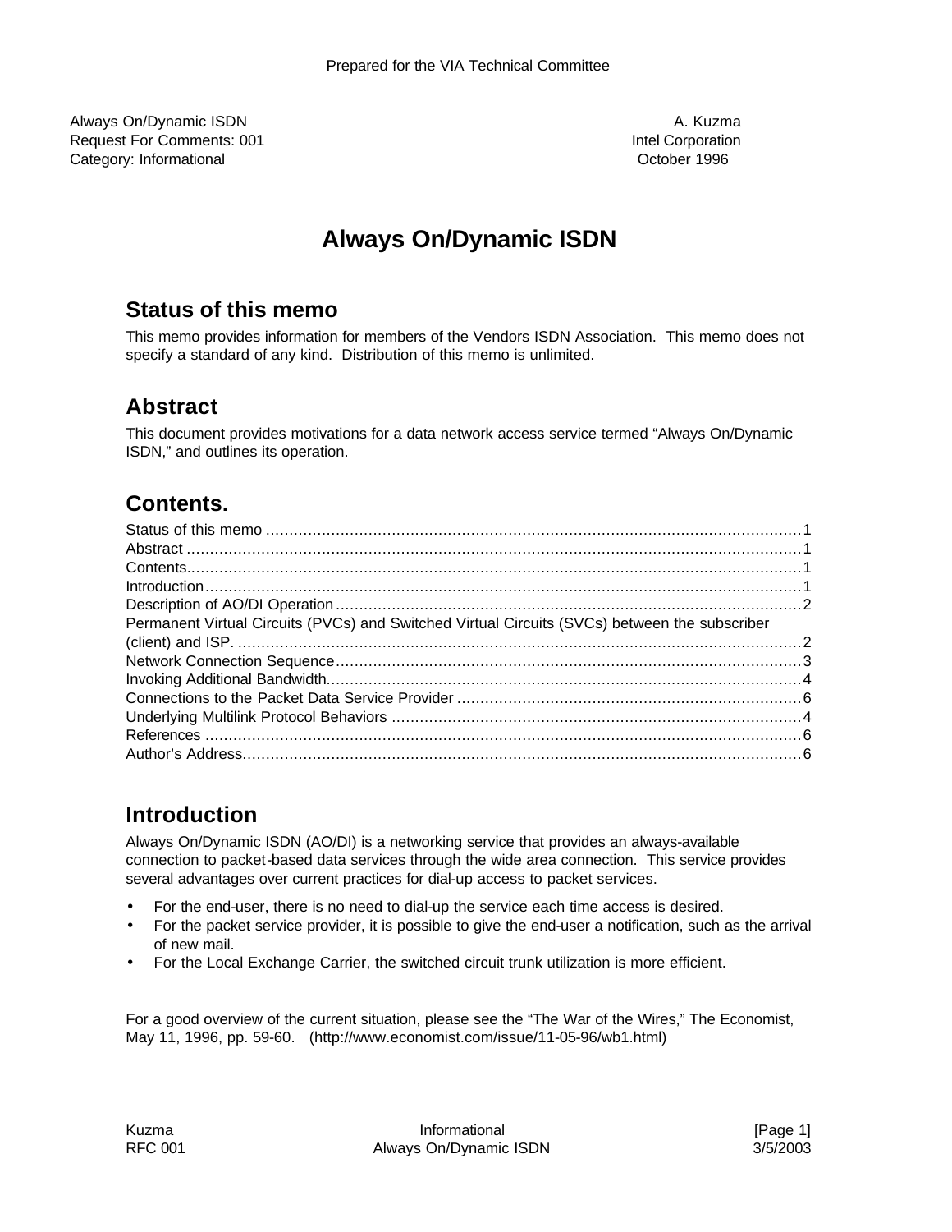Prepared for the VIA Technical Committee

Always On/Dynamic ISDN — A. Kuzma
Request For Comments: 001 — Intel Corporation
Category: Informational — October 1996

# Always On/Dynamic ISDN

## Status of this memo

This memo provides information for members of the Vendors ISDN Association. This memo does not specify a standard of any kind. Distribution of this memo is unlimited.

## Abstract

This document provides motivations for a data network access service termed "Always On/Dynamic ISDN," and outlines its operation.

## Contents.

Status of this memo .......... 1
Abstract .......... 1
Contents.......... 1
Introduction.......... 1
Description of AO/DI Operation.......... 2
Permanent Virtual Circuits (PVCs) and Switched Virtual Circuits (SVCs) between the subscriber (client) and ISP. .......... 2
Network Connection Sequence.......... 3
Invoking Additional Bandwidth.......... 4
Connections to the Packet Data Service Provider .......... 6
Underlying Multilink Protocol Behaviors .......... 4
References .......... 6
Author's Address.......... 6

## Introduction

Always On/Dynamic ISDN (AO/DI) is a networking service that provides an always-available connection to packet-based data services through the wide area connection. This service provides several advantages over current practices for dial-up access to packet services.

- For the end-user, there is no need to dial-up the service each time access is desired.
- For the packet service provider, it is possible to give the end-user a notification, such as the arrival of new mail.
- For the Local Exchange Carrier, the switched circuit trunk utilization is more efficient.

For a good overview of the current situation, please see the "The War of the Wires," The Economist, May 11, 1996, pp. 59-60. (http://www.economist.com/issue/11-05-96/wb1.html)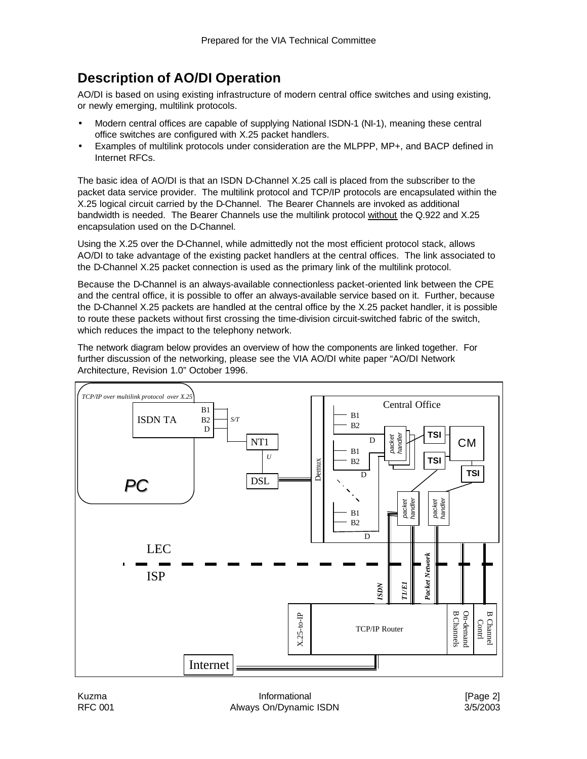## Description of AO/DI Operation

AO/DI is based on using existing infrastructure of modern central office switches and using existing, or newly emerging, multilink protocols.

- Modern central offices are capable of supplying National ISDN-1 (NI-1), meaning these central office switches are configured with X.25 packet handlers.
- Examples of multilink protocols under consideration are the MLPPP, MP+, and BACP defined in Internet RFCs.

The basic idea of AO/DI is that an ISDN D-Channel X.25 call is placed from the subscriber to the packet data service provider. The multilink protocol and TCP/IP protocols are encapsulated within the X.25 logical circuit carried by the D-Channel. The Bearer Channels are invoked as additional bandwidth is needed. The Bearer Channels use the multilink protocol <u>without</u> the Q.922 and X.25 encapsulation used on the D-Channel.

Using the X.25 over the D-Channel, while admittedly not the most efficient protocol stack, allows AO/DI to take advantage of the existing packet handlers at the central offices. The link associated to the D-Channel X.25 packet connection is used as the primary link of the multilink protocol.

Because the D-Channel is an always-available connectionless packet-oriented link between the CPE and the central office, it is possible to offer an always-available service based on it. Further, because the D-Channel X.25 packets are handled at the central office by the X.25 packet handler, it is possible to route these packets without first crossing the time-division circuit-switched fabric of the switch, which reduces the impact to the telephony network.

The network diagram below provides an overview of how the components are linked together. For further discussion of the networking, please see the VIA AO/DI white paper "AO/DI Network Architecture, Revision 1.0" October 1996.

TCP/IP over multilink protocol over X.25

ISDN TA B1 B2 D S/T NT1 U DSL PC

Demux Central Office B1 B2 D B1 B2 D B1 B2 D packet handler TSI CM TSI TSI packet handler packet handler

LEC

ISP

ISDN T1/E1 Packet Network

X.25-to-IP TCP/IP Router On-demand B Channels B Channel Contrl

Internet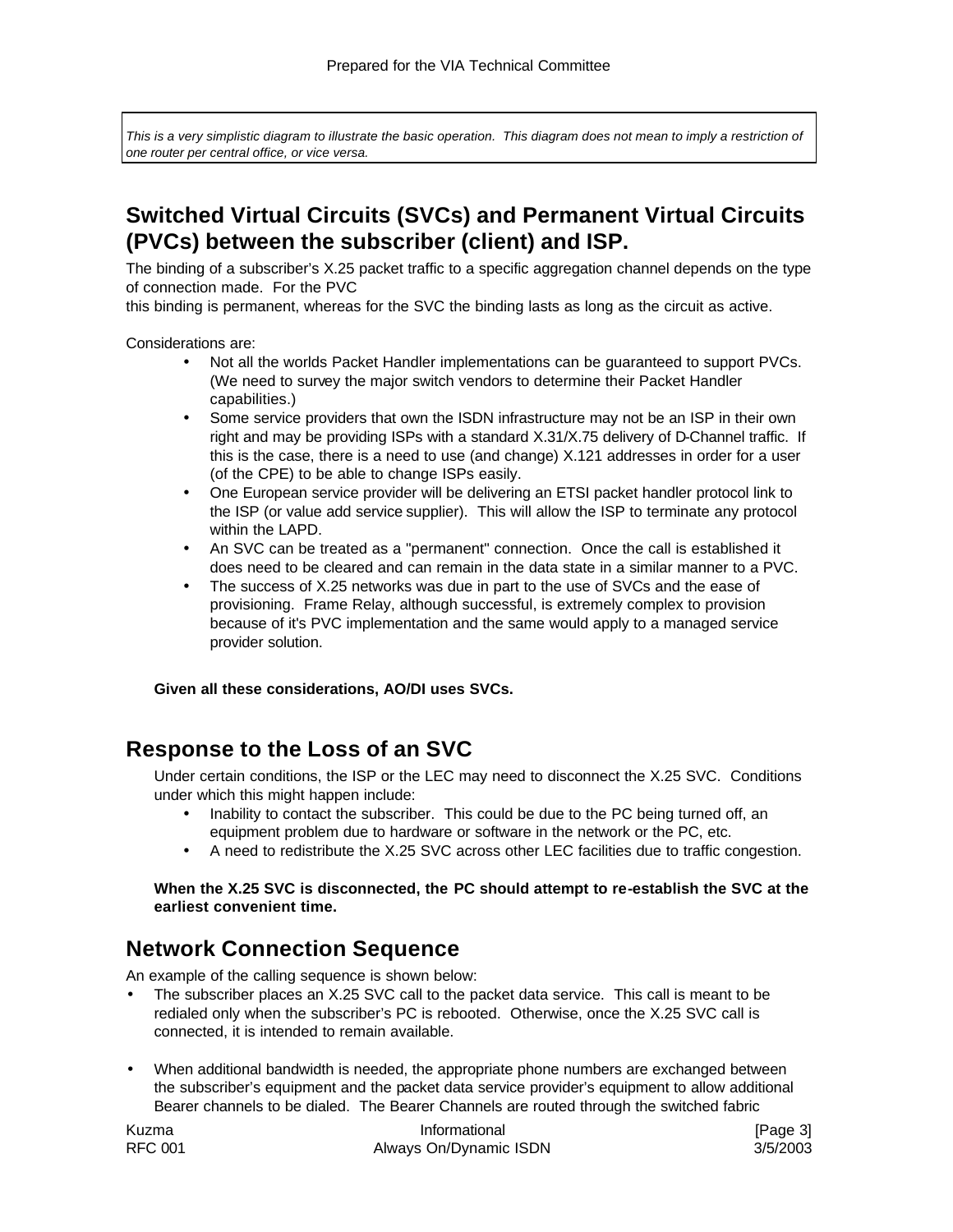*This is a very simplistic diagram to illustrate the basic operation. This diagram does not mean to imply a restriction of one router per central office, or vice versa.*

## Switched Virtual Circuits (SVCs) and Permanent Virtual Circuits (PVCs) between the subscriber (client) and ISP.

The binding of a subscriber's X.25 packet traffic to a specific aggregation channel depends on the type of connection made. For the PVC
this binding is permanent, whereas for the SVC the binding lasts as long as the circuit as active.

Considerations are:

- Not all the worlds Packet Handler implementations can be guaranteed to support PVCs. (We need to survey the major switch vendors to determine their Packet Handler capabilities.)
- Some service providers that own the ISDN infrastructure may not be an ISP in their own right and may be providing ISPs with a standard X.31/X.75 delivery of D-Channel traffic. If this is the case, there is a need to use (and change) X.121 addresses in order for a user (of the CPE) to be able to change ISPs easily.
- One European service provider will be delivering an ETSI packet handler protocol link to the ISP (or value add service supplier). This will allow the ISP to terminate any protocol within the LAPD.
- An SVC can be treated as a "permanent" connection. Once the call is established it does need to be cleared and can remain in the data state in a similar manner to a PVC.
- The success of X.25 networks was due in part to the use of SVCs and the ease of provisioning. Frame Relay, although successful, is extremely complex to provision because of it's PVC implementation and the same would apply to a managed service provider solution.

**Given all these considerations, AO/DI uses SVCs.**

## Response to the Loss of an SVC

Under certain conditions, the ISP or the LEC may need to disconnect the X.25 SVC. Conditions under which this might happen include:

- Inability to contact the subscriber. This could be due to the PC being turned off, an equipment problem due to hardware or software in the network or the PC, etc.
- A need to redistribute the X.25 SVC across other LEC facilities due to traffic congestion.

**When the X.25 SVC is disconnected, the PC should attempt to re-establish the SVC at the earliest convenient time.**

## Network Connection Sequence

An example of the calling sequence is shown below:

- The subscriber places an X.25 SVC call to the packet data service. This call is meant to be redialed only when the subscriber's PC is rebooted. Otherwise, once the X.25 SVC call is connected, it is intended to remain available.

- When additional bandwidth is needed, the appropriate phone numbers are exchanged between the subscriber's equipment and the packet data service provider's equipment to allow additional Bearer channels to be dialed. The Bearer Channels are routed through the switched fabric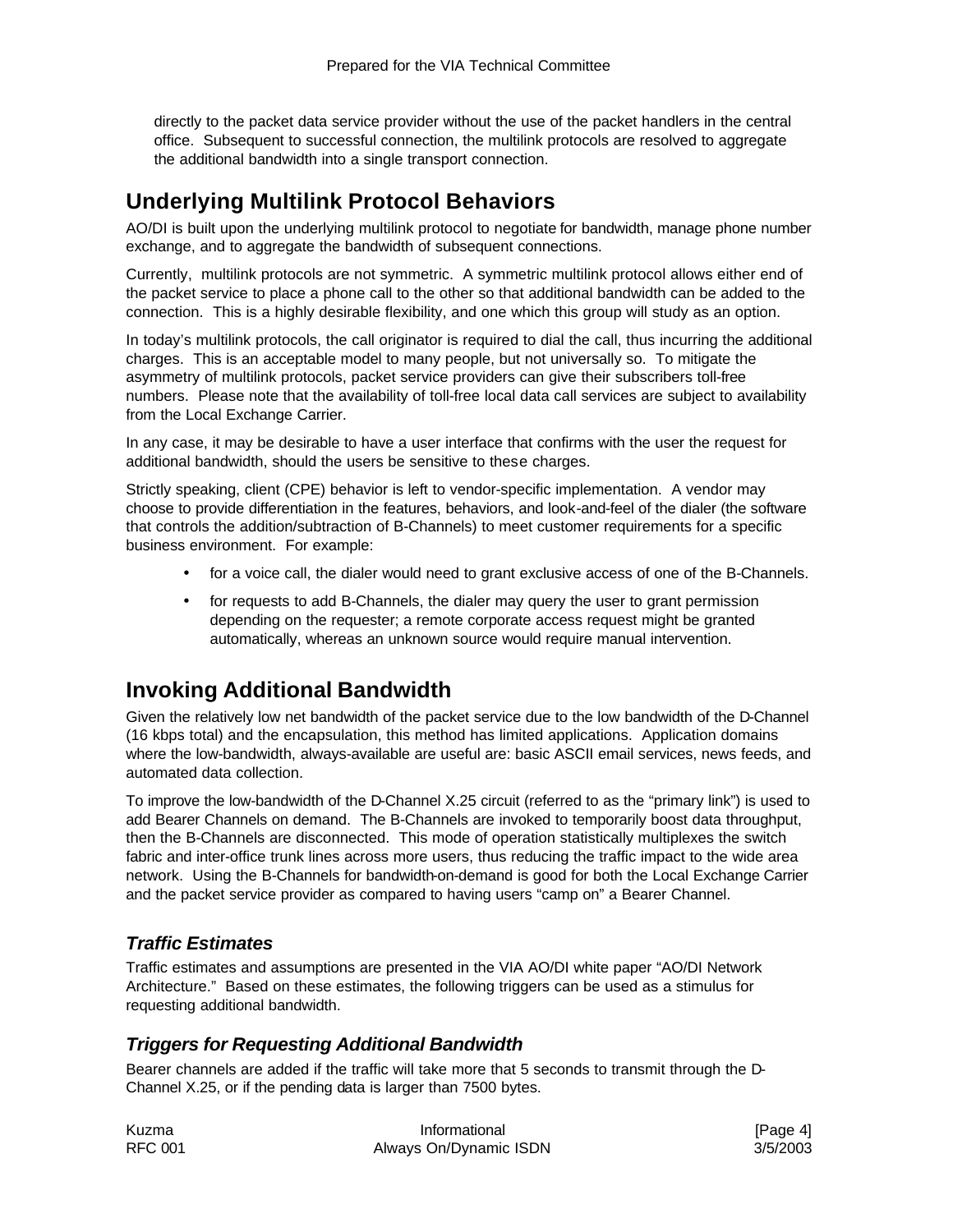directly to the packet data service provider without the use of the packet handlers in the central office. Subsequent to successful connection, the multilink protocols are resolved to aggregate the additional bandwidth into a single transport connection.

## Underlying Multilink Protocol Behaviors

AO/DI is built upon the underlying multilink protocol to negotiate for bandwidth, manage phone number exchange, and to aggregate the bandwidth of subsequent connections.

Currently, multilink protocols are not symmetric. A symmetric multilink protocol allows either end of the packet service to place a phone call to the other so that additional bandwidth can be added to the connection. This is a highly desirable flexibility, and one which this group will study as an option.

In today's multilink protocols, the call originator is required to dial the call, thus incurring the additional charges. This is an acceptable model to many people, but not universally so. To mitigate the asymmetry of multilink protocols, packet service providers can give their subscribers toll-free numbers. Please note that the availability of toll-free local data call services are subject to availability from the Local Exchange Carrier.

In any case, it may be desirable to have a user interface that confirms with the user the request for additional bandwidth, should the users be sensitive to these charges.

Strictly speaking, client (CPE) behavior is left to vendor-specific implementation. A vendor may choose to provide differentiation in the features, behaviors, and look-and-feel of the dialer (the software that controls the addition/subtraction of B-Channels) to meet customer requirements for a specific business environment. For example:

- for a voice call, the dialer would need to grant exclusive access of one of the B-Channels.
- for requests to add B-Channels, the dialer may query the user to grant permission depending on the requester; a remote corporate access request might be granted automatically, whereas an unknown source would require manual intervention.

## Invoking Additional Bandwidth

Given the relatively low net bandwidth of the packet service due to the low bandwidth of the D-Channel (16 kbps total) and the encapsulation, this method has limited applications. Application domains where the low-bandwidth, always-available are useful are: basic ASCII email services, news feeds, and automated data collection.

To improve the low-bandwidth of the D-Channel X.25 circuit (referred to as the "primary link") is used to add Bearer Channels on demand. The B-Channels are invoked to temporarily boost data throughput, then the B-Channels are disconnected. This mode of operation statistically multiplexes the switch fabric and inter-office trunk lines across more users, thus reducing the traffic impact to the wide area network. Using the B-Channels for bandwidth-on-demand is good for both the Local Exchange Carrier and the packet service provider as compared to having users "camp on" a Bearer Channel.

### *Traffic Estimates*

Traffic estimates and assumptions are presented in the VIA AO/DI white paper "AO/DI Network Architecture." Based on these estimates, the following triggers can be used as a stimulus for requesting additional bandwidth.

### *Triggers for Requesting Additional Bandwidth*

Bearer channels are added if the traffic will take more that 5 seconds to transmit through the D-Channel X.25, or if the pending data is larger than 7500 bytes.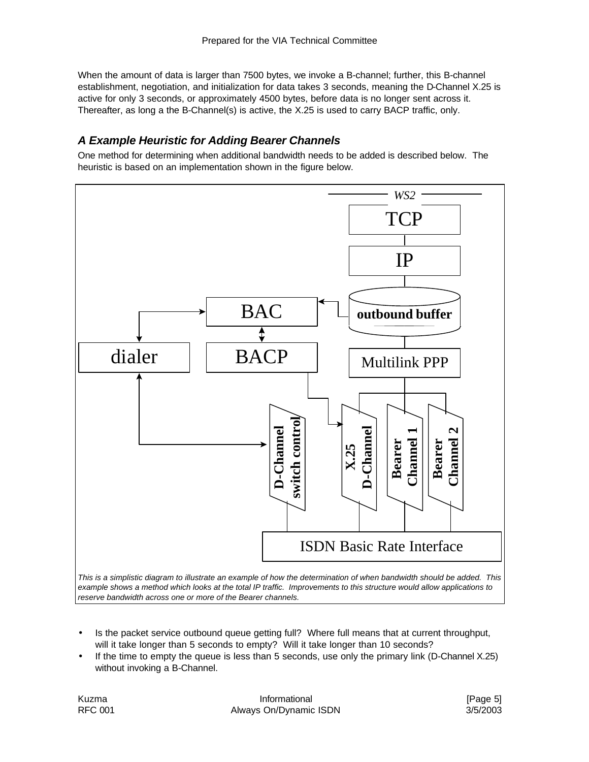When the amount of data is larger than 7500 bytes, we invoke a B-channel; further, this B-channel establishment, negotiation, and initialization for data takes 3 seconds, meaning the D-Channel X.25 is active for only 3 seconds, or approximately 4500 bytes, before data is no longer sent across it. Thereafter, as long a the B-Channel(s) is active, the X.25 is used to carry BACP traffic, only.

### *A Example Heuristic for Adding Bearer Channels*

One method for determining when additional bandwidth needs to be added is described below. The heuristic is based on an implementation shown in the figure below.

*This is a simplistic diagram to illustrate an example of how the determination of when bandwidth should be added. This example shows a method which looks at the total IP traffic. Improvements to this structure would allow applications to reserve bandwidth across one or more of the Bearer channels.*

- Is the packet service outbound queue getting full? Where full means that at current throughput, will it take longer than 5 seconds to empty? Will it take longer than 10 seconds?
- If the time to empty the queue is less than 5 seconds, use only the primary link (D-Channel X.25) without invoking a B-Channel.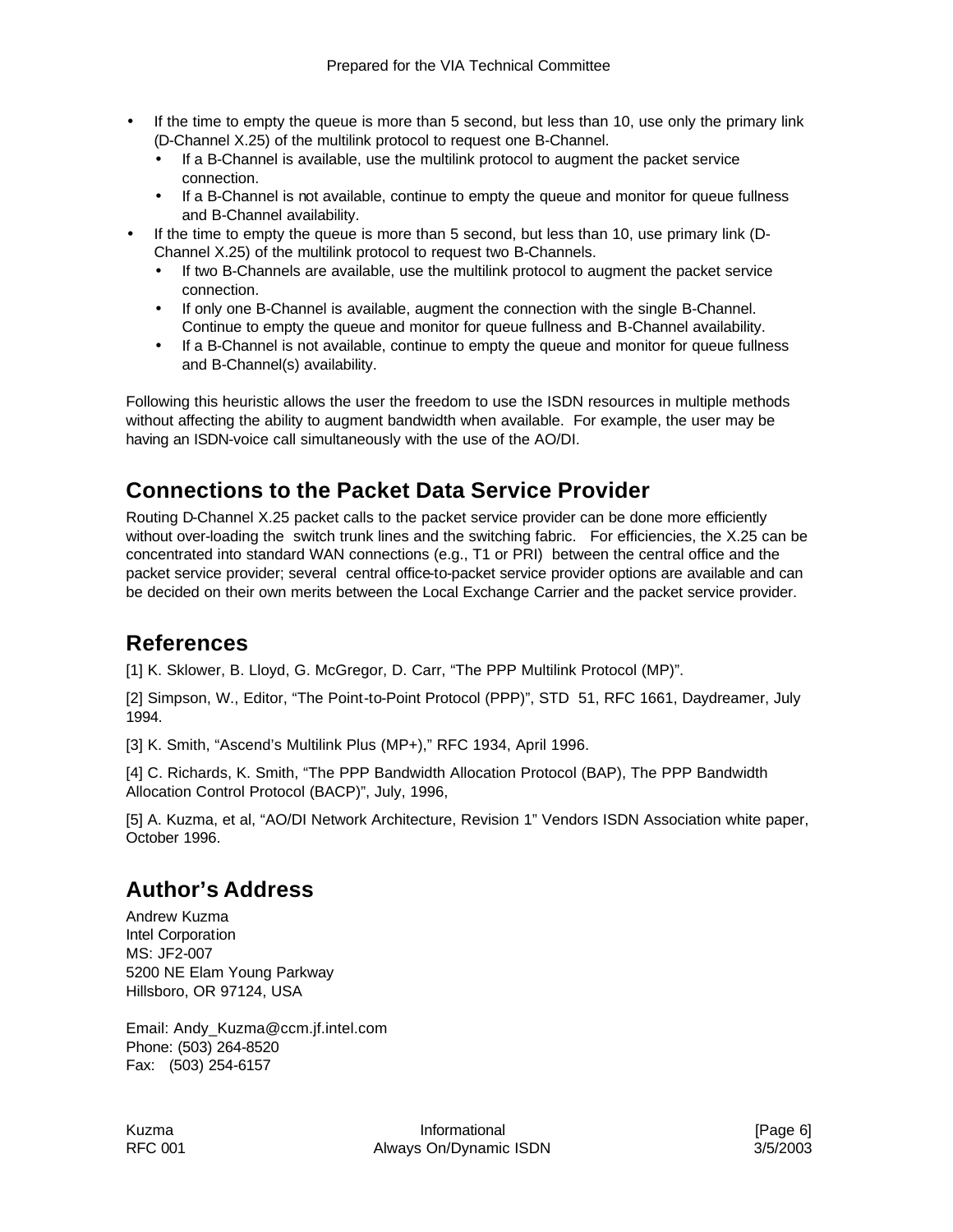- If the time to empty the queue is more than 5 second, but less than 10, use only the primary link (D-Channel X.25) of the multilink protocol to request one B-Channel.
  - If a B-Channel is available, use the multilink protocol to augment the packet service connection.
  - If a B-Channel is not available, continue to empty the queue and monitor for queue fullness and B-Channel availability.
- If the time to empty the queue is more than 5 second, but less than 10, use primary link (D-Channel X.25) of the multilink protocol to request two B-Channels.
  - If two B-Channels are available, use the multilink protocol to augment the packet service connection.
  - If only one B-Channel is available, augment the connection with the single B-Channel. Continue to empty the queue and monitor for queue fullness and B-Channel availability.
  - If a B-Channel is not available, continue to empty the queue and monitor for queue fullness and B-Channel(s) availability.

Following this heuristic allows the user the freedom to use the ISDN resources in multiple methods without affecting the ability to augment bandwidth when available. For example, the user may be having an ISDN-voice call simultaneously with the use of the AO/DI.

## Connections to the Packet Data Service Provider

Routing D-Channel X.25 packet calls to the packet service provider can be done more efficiently without over-loading the switch trunk lines and the switching fabric. For efficiencies, the X.25 can be concentrated into standard WAN connections (e.g., T1 or PRI) between the central office and the packet service provider; several central office-to-packet service provider options are available and can be decided on their own merits between the Local Exchange Carrier and the packet service provider.

## References

[1] K. Sklower, B. Lloyd, G. McGregor, D. Carr, "The PPP Multilink Protocol (MP)".

[2] Simpson, W., Editor, "The Point-to-Point Protocol (PPP)", STD 51, RFC 1661, Daydreamer, July 1994.

[3] K. Smith, "Ascend's Multilink Plus (MP+)," RFC 1934, April 1996.

[4] C. Richards, K. Smith, "The PPP Bandwidth Allocation Protocol (BAP), The PPP Bandwidth Allocation Control Protocol (BACP)", July, 1996,

[5] A. Kuzma, et al, "AO/DI Network Architecture, Revision 1" Vendors ISDN Association white paper, October 1996.

## Author's Address

Andrew Kuzma
Intel Corporation
MS: JF2-007
5200 NE Elam Young Parkway
Hillsboro, OR 97124, USA

Email: Andy_Kuzma@ccm.jf.intel.com
Phone: (503) 264-8520
Fax: (503) 254-6157